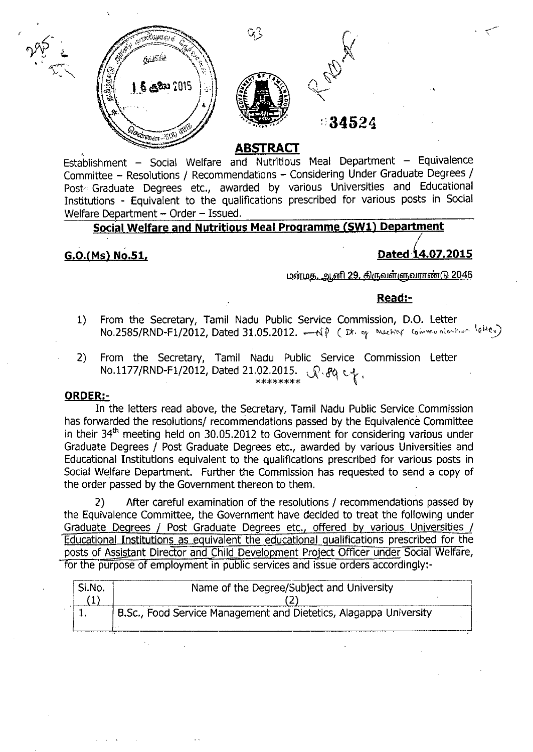## ABSTRACT

Establishment – Social Welfare and Nutritious Meal Department – Equivalence Committee – Resolutions / Recommendations – Considering Under Graduate Degrees / Post Graduate Degrees etc., awarded by various Universities and Educational Institutions - Equivalent to the qualifications prescribed for various posts in Social Welfare Department – Order – Issued.

**Social Welfare and Nutritious Meal Programme (SW1) Department**

**G.O.(Ms) No.51,** **Dated 14.07.2015**

மன்மத, ஆனி 29, திருவள்ளுவராண்டு 2046

**Read:-**

1) From the Secretary, Tamil Nadu Public Service Commission, D.O. Letter No.2585/RND-F1/2012, Dated 31.05.2012.

2) From the Secretary, Tamil Nadu Public Service Commission Letter No.1177/RND-F1/2012, Dated 21.02.2015.

\*\*\*\*\*\*\*\*

**ORDER:-**

In the letters read above, the Secretary, Tamil Nadu Public Service Commission has forwarded the resolutions/ recommendations passed by the Equivalence Committee in their 34th meeting held on 30.05.2012 to Government for considering various under Graduate Degrees / Post Graduate Degrees etc., awarded by various Universities and Educational Institutions equivalent to the qualifications prescribed for various posts in Social Welfare Department. Further the Commission has requested to send a copy of the order passed by the Government thereon to them.

2) After careful examination of the resolutions / recommendations passed by the Equivalence Committee, the Government have decided to treat the following under Graduate Degrees / Post Graduate Degrees etc., offered by various Universities / Educational Institutions as equivalent the educational qualifications prescribed for the posts of Assistant Director and Child Development Project Officer under Social Welfare, for the purpose of employment in public services and issue orders accordingly:-

| Sl.No. (1) | Name of the Degree/Subject and University (2) |
|---|---|
| 1. | B.Sc., Food Service Management and Dietetics, Alagappa University |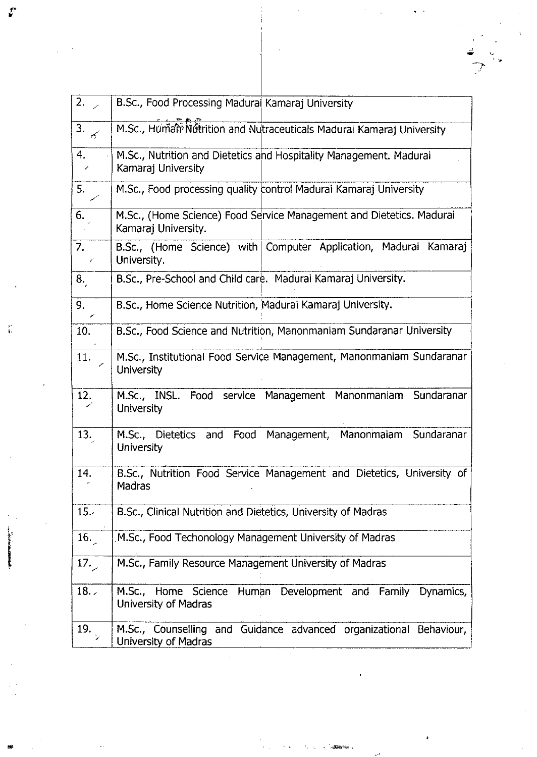| | |
|---|---|
| 2. | B.Sc., Food Processing Madurai Kamaraj University |
| 3. | M.Sc., Human Nutrition and Nutraceuticals Madurai Kamaraj University |
| 4. | M.Sc., Nutrition and Dietetics and Hospitality Management. Madurai Kamaraj University |
| 5. | M.Sc., Food processing quality control Madurai Kamaraj University |
| 6. | M.Sc., (Home Science) Food Service Management and Dietetics. Madurai Kamaraj University. |
| 7. | B.Sc., (Home Science) with Computer Application, Madurai Kamaraj University. |
| 8. | B.Sc., Pre-School and Child care. Madurai Kamaraj University. |
| 9. | B.Sc., Home Science Nutrition, Madurai Kamaraj University. |
| 10. | B.Sc., Food Science and Nutrition, Manonmaniam Sundaranar University |
| 11. | M.Sc., Institutional Food Service Management, Manonmaniam Sundaranar University |
| 12. | M.Sc., INSL. Food service Management Manonmaniam Sundaranar University |
| 13. | M.Sc., Dietetics and Food Management, Manonmaiam Sundaranar University |
| 14. | B.Sc., Nutrition Food Service Management and Dietetics, University of Madras |
| 15. | B.Sc., Clinical Nutrition and Dietetics, University of Madras |
| 16. | M.Sc., Food Techonology Management University of Madras |
| 17. | M.Sc., Family Resource Management University of Madras |
| 18. | M.Sc., Home Science Human Development and Family Dynamics, University of Madras |
| 19. | M.Sc., Counselling and Guidance advanced organizational Behaviour, University of Madras |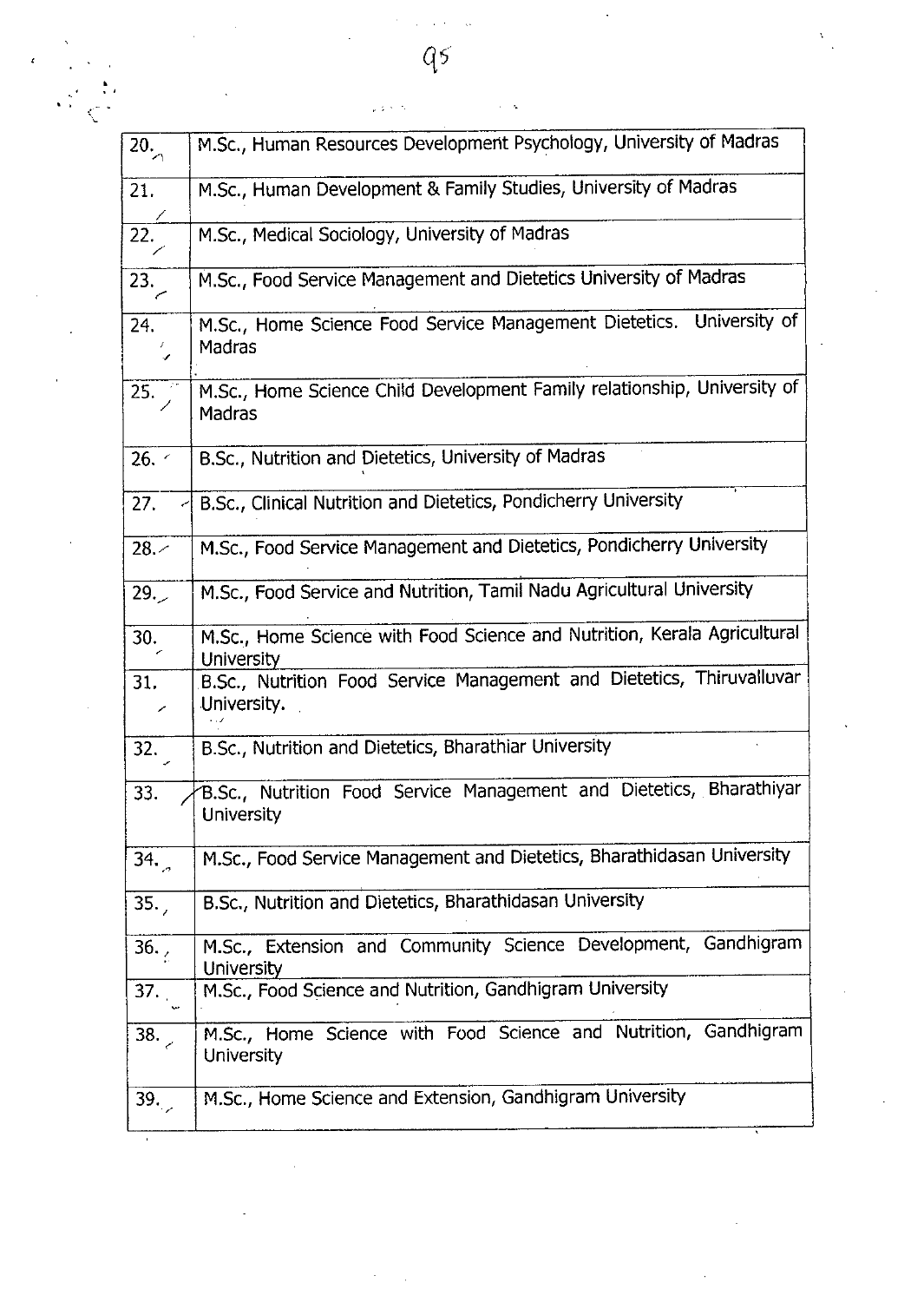| | |
|---|---|
| 20. | M.Sc., Human Resources Development Psychology, University of Madras |
| 21. | M.Sc., Human Development & Family Studies, University of Madras |
| 22. | M.Sc., Medical Sociology, University of Madras |
| 23. | M.Sc., Food Service Management and Dietetics University of Madras |
| 24. | M.Sc., Home Science Food Service Management Dietetics. University of Madras |
| 25. | M.Sc., Home Science Child Development Family relationship, University of Madras |
| 26. | B.Sc., Nutrition and Dietetics, University of Madras |
| 27. | B.Sc., Clinical Nutrition and Dietetics, Pondicherry University |
| 28. | M.Sc., Food Service Management and Dietetics, Pondicherry University |
| 29. | M.Sc., Food Service and Nutrition, Tamil Nadu Agricultural University |
| 30. | M.Sc., Home Science with Food Science and Nutrition, Kerala Agricultural University |
| 31. | B.Sc., Nutrition Food Service Management and Dietetics, Thiruvalluvar University. |
| 32. | B.Sc., Nutrition and Dietetics, Bharathiar University |
| 33. | B.Sc., Nutrition Food Service Management and Dietetics, Bharathiyar University |
| 34. | M.Sc., Food Service Management and Dietetics, Bharathidasan University |
| 35. | B.Sc., Nutrition and Dietetics, Bharathidasan University |
| 36. | M.Sc., Extension and Community Science Development, Gandhigram University |
| 37. | M.Sc., Food Science and Nutrition, Gandhigram University |
| 38. | M.Sc., Home Science with Food Science and Nutrition, Gandhigram University |
| 39. | M.Sc., Home Science and Extension, Gandhigram University |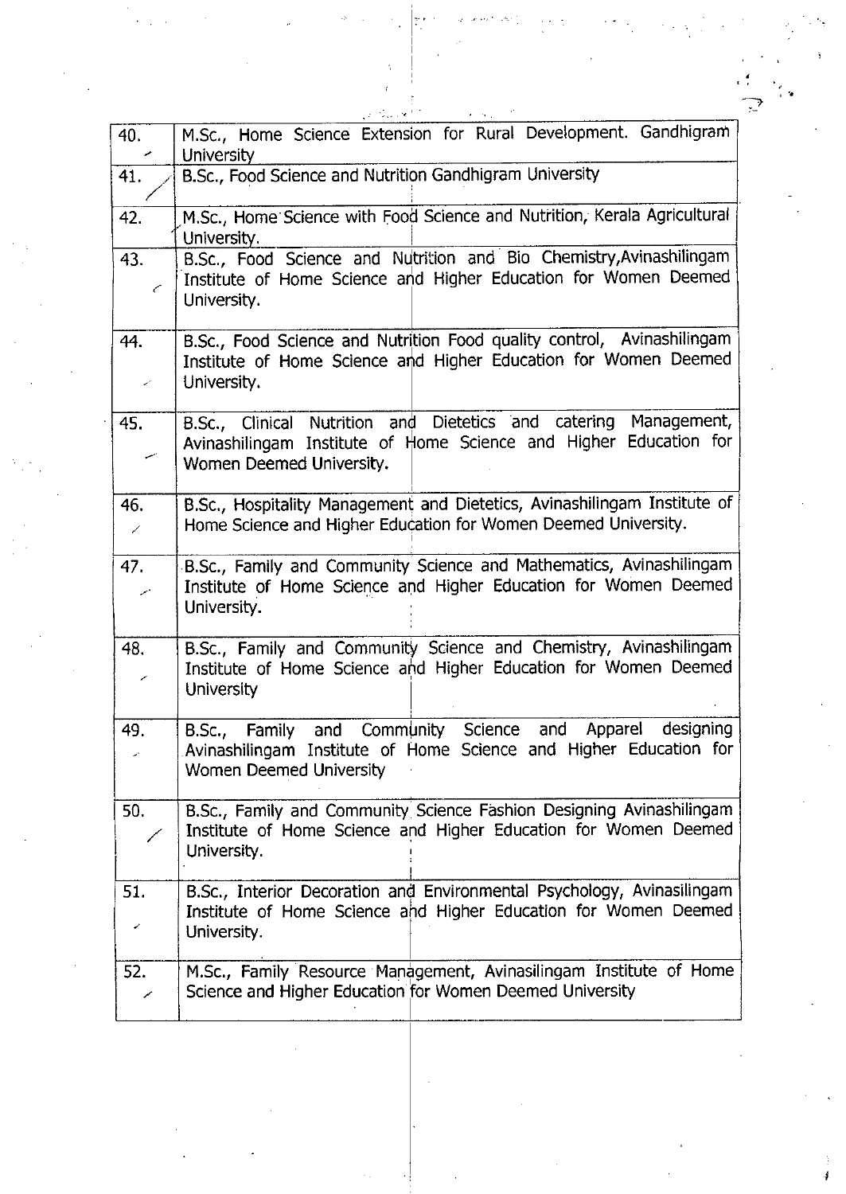| | |
|---|---|
| 40. | M.Sc., Home Science Extension for Rural Development. Gandhigram University |
| 41. | B.Sc., Food Science and Nutrition Gandhigram University |
| 42. | M.Sc., Home Science with Food Science and Nutrition, Kerala Agricultural University. |
| 43. | B.Sc., Food Science and Nutrition and Bio Chemistry,Avinashilingam Institute of Home Science and Higher Education for Women Deemed University. |
| 44. | B.Sc., Food Science and Nutrition Food quality control, Avinashilingam Institute of Home Science and Higher Education for Women Deemed University. |
| 45. | B.Sc., Clinical Nutrition and Dietetics and catering Management, Avinashilingam Institute of Home Science and Higher Education for Women Deemed University. |
| 46. | B.Sc., Hospitality Management and Dietetics, Avinashilingam Institute of Home Science and Higher Education for Women Deemed University. |
| 47. | B.Sc., Family and Community Science and Mathematics, Avinashilingam Institute of Home Science and Higher Education for Women Deemed University. |
| 48. | B.Sc., Family and Community Science and Chemistry, Avinashilingam Institute of Home Science and Higher Education for Women Deemed University |
| 49. | B.Sc., Family and Community Science and Apparel designing Avinashilingam Institute of Home Science and Higher Education for Women Deemed University |
| 50. | B.Sc., Family and Community Science Fashion Designing Avinashilingam Institute of Home Science and Higher Education for Women Deemed University. |
| 51. | B.Sc., Interior Decoration and Environmental Psychology, Avinasilingam Institute of Home Science and Higher Education for Women Deemed University. |
| 52. | M.Sc., Family Resource Management, Avinasilingam Institute of Home Science and Higher Education for Women Deemed University |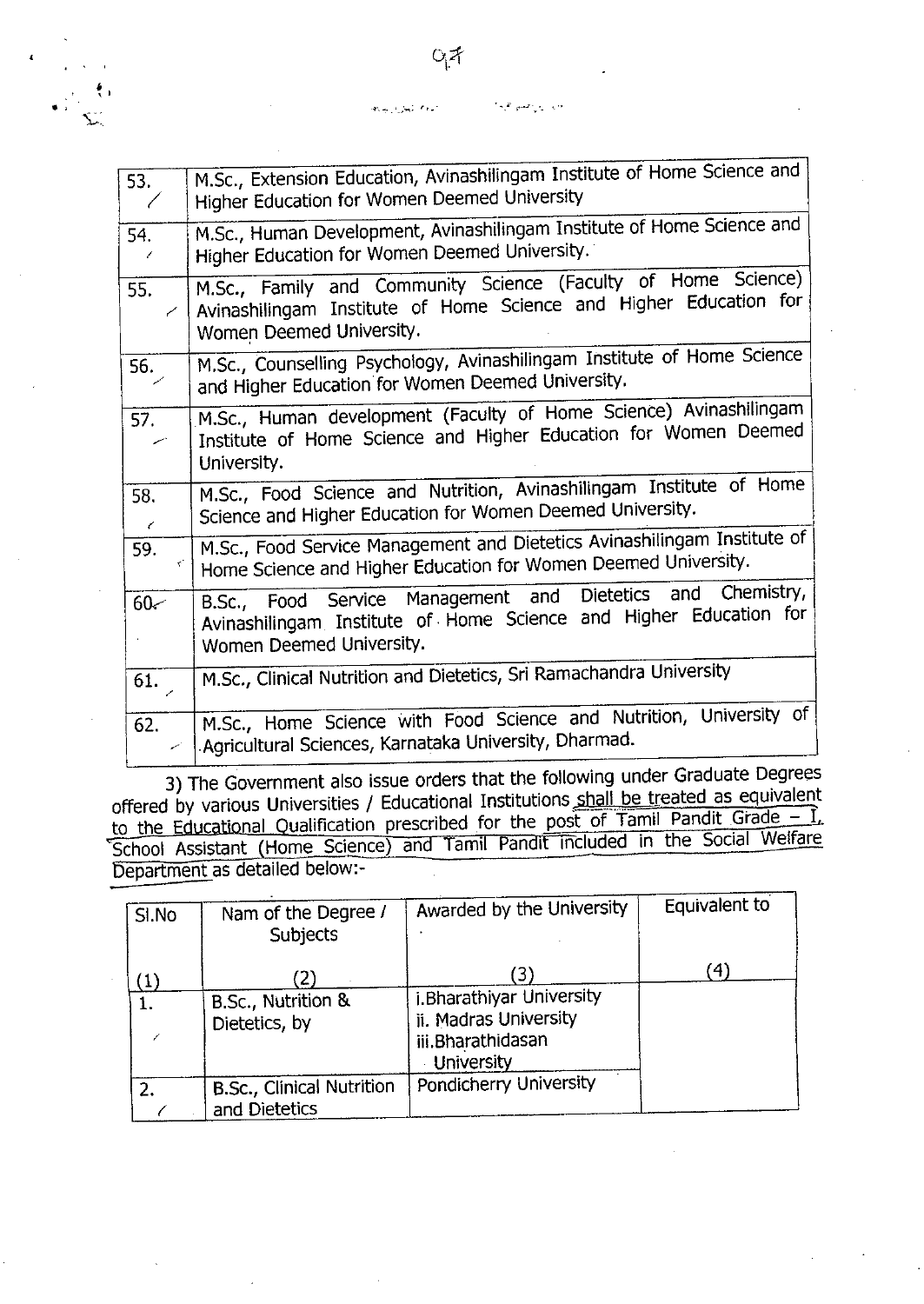| | |
|---|---|
| 53. | M.Sc., Extension Education, Avinashilingam Institute of Home Science and Higher Education for Women Deemed University |
| 54. | M.Sc., Human Development, Avinashilingam Institute of Home Science and Higher Education for Women Deemed University. |
| 55. | M.Sc., Family and Community Science (Faculty of Home Science) Avinashilingam Institute of Home Science and Higher Education for Women Deemed University. |
| 56. | M.Sc., Counselling Psychology, Avinashilingam Institute of Home Science and Higher Education for Women Deemed University. |
| 57. | M.Sc., Human development (Faculty of Home Science) Avinashilingam Institute of Home Science and Higher Education for Women Deemed University. |
| 58. | M.Sc., Food Science and Nutrition, Avinashilingam Institute of Home Science and Higher Education for Women Deemed University. |
| 59. | M.Sc., Food Service Management and Dietetics Avinashilingam Institute of Home Science and Higher Education for Women Deemed University. |
| 60. | B.Sc., Food Service Management and Dietetics and Chemistry, Avinashilingam Institute of Home Science and Higher Education for Women Deemed University. |
| 61. | M.Sc., Clinical Nutrition and Dietetics, Sri Ramachandra University |
| 62. | M.Sc., Home Science with Food Science and Nutrition, University of Agricultural Sciences, Karnataka University, Dharmad. |

3) The Government also issue orders that the following under Graduate Degrees offered by various Universities / Educational Institutions shall be treated as equivalent to the Educational Qualification prescribed for the post of Tamil Pandit Grade – I, School Assistant (Home Science) and Tamil Pandit included in the Social Welfare Department as detailed below:-

| Sl.No | Nam of the Degree / Subjects | Awarded by the University | Equivalent to |
|---|---|---|---|
| (1) | (2) | (3) | (4) |
| 1. | B.Sc., Nutrition & Dietetics, by | i.Bharathiyar University<br>ii. Madras University<br>iii.Bharathidasan University | |
| 2. | B.Sc., Clinical Nutrition and Dietetics | Pondicherry University | |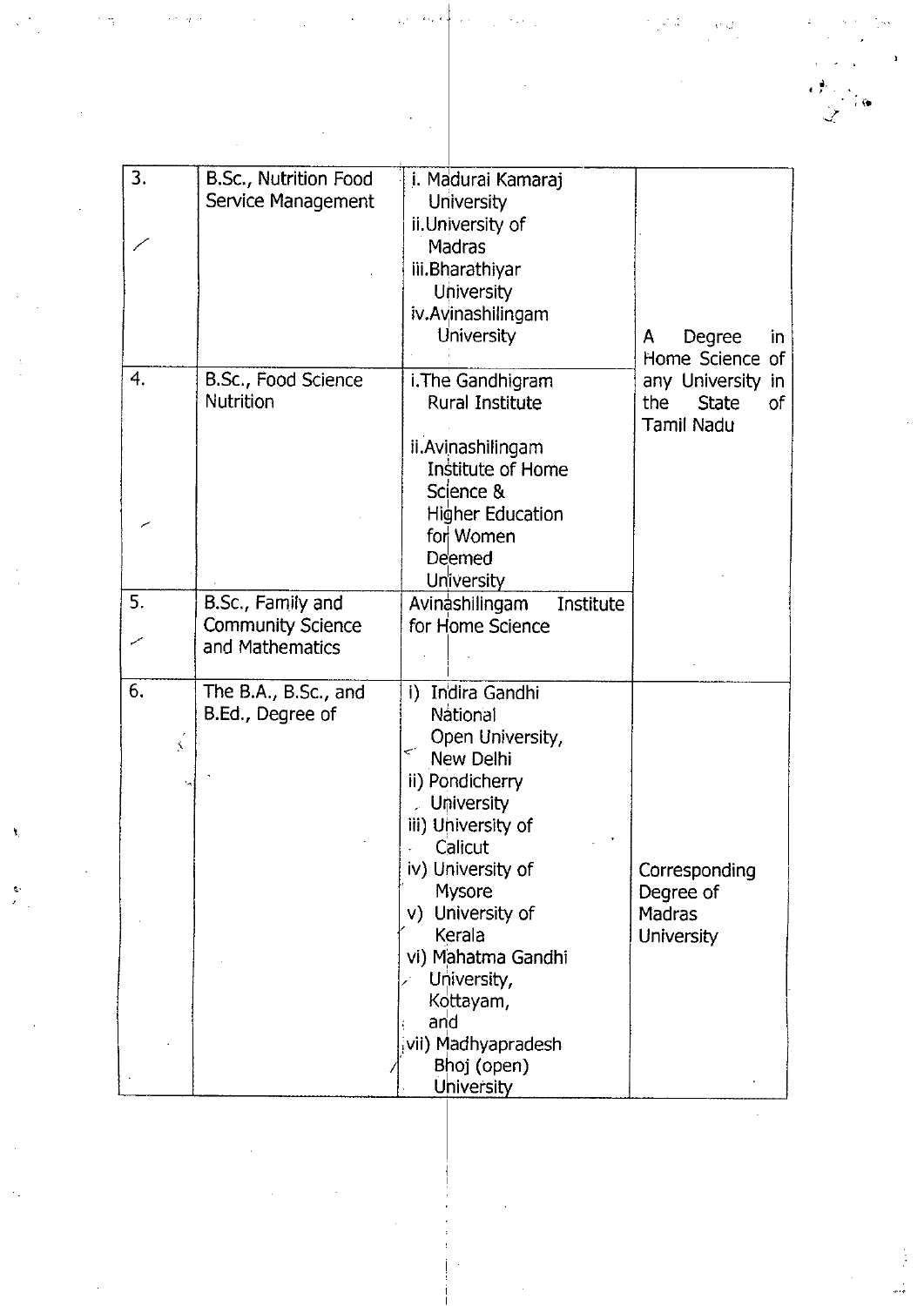| 3. | B.Sc., Nutrition Food Service Management | i. Madurai Kamaraj University<br>ii. University of Madras<br>iii. Bharathiyar University<br>iv. Avinashilingam University | A Degree in Home Science of any University in the State of Tamil Nadu |
|---|---|---|---|
| 4. | B.Sc., Food Science Nutrition | i. The Gandhigram Rural Institute<br>ii. Avinashilingam Institute of Home Science & Higher Education for Women Deemed University | |
| 5. | B.Sc., Family and Community Science and Mathematics | Avinashilingam Institute for Home Science | |
| 6. | The B.A., B.Sc., and B.Ed., Degree of | i) Indira Gandhi National Open University, New Delhi<br>ii) Pondicherry University<br>iii) University of Calicut<br>iv) University of Mysore<br>v) University of Kerala<br>vi) Mahatma Gandhi University, Kottayam, and<br>vii) Madhyapradesh Bhoj (open) University | Corresponding Degree of Madras University |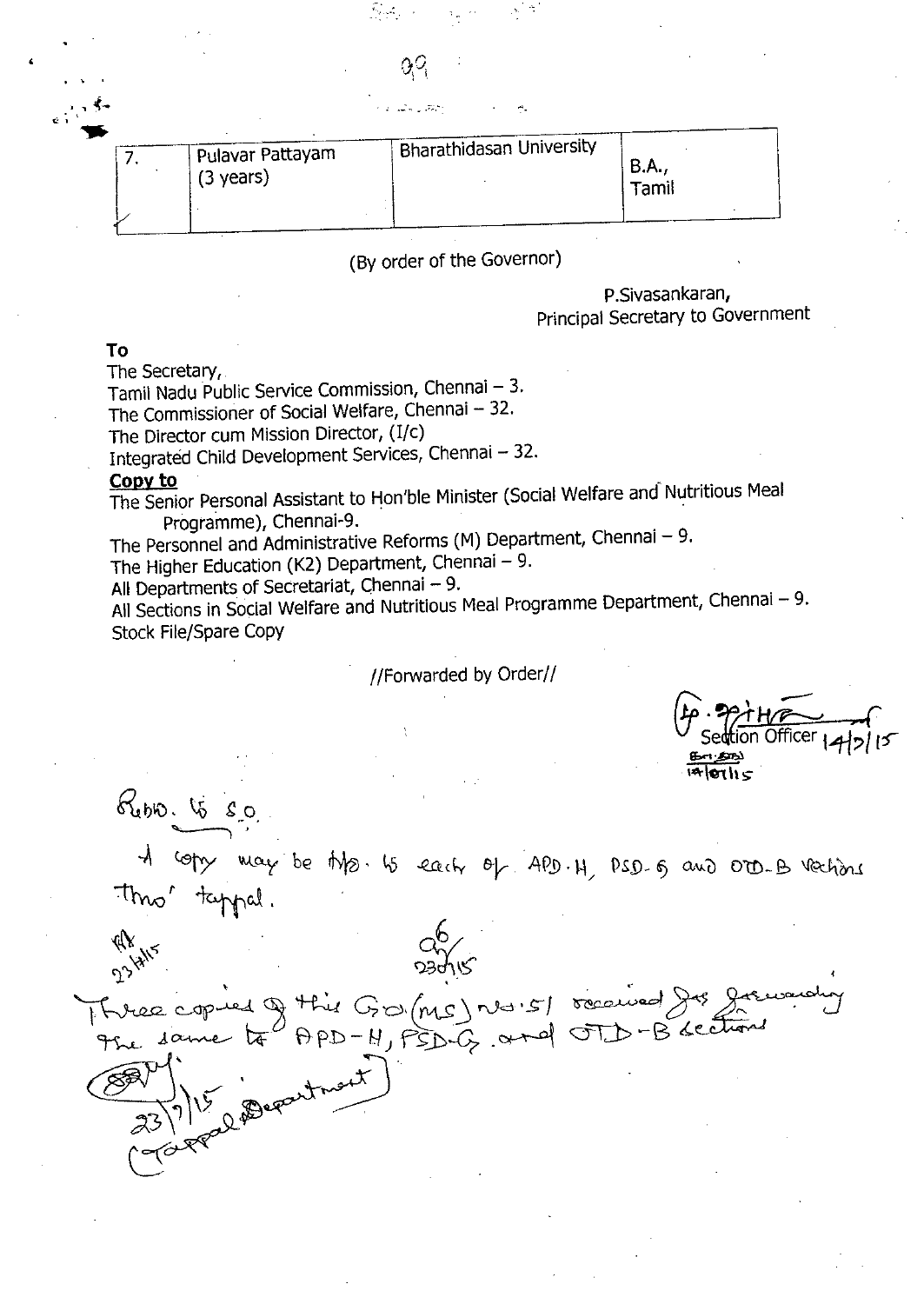| | | | |
|---|---|---|---|
| 7. | Pulavar Pattayam (3 years) | Bharathidasan University | B.A., Tamil |

(By order of the Governor)

P.Sivasankaran,
Principal Secretary to Government

**To**

The Secretary,
Tamil Nadu Public Service Commission, Chennai – 3.
The Commissioner of Social Welfare, Chennai – 32.
The Director cum Mission Director, (I/c)
Integrated Child Development Services, Chennai – 32.

**Copy to**

The Senior Personal Assistant to Hon'ble Minister (Social Welfare and Nutritious Meal Programme), Chennai-9.
The Personnel and Administrative Reforms (M) Department, Chennai – 9.
The Higher Education (K2) Department, Chennai – 9.
All Departments of Secretariat, Chennai – 9.
All Sections in Social Welfare and Nutritious Meal Programme Department, Chennai – 9.
Stock File/Spare Copy

//Forwarded by Order//

Section Officer 14/7/15

Subd. to S.O.

A copy may be fwd. to each of APD-H, PSD-G and OTD-B sections thro' tappal.

23/7/15

23/7/15

Three copies of this G.O.(MS) No.51 received for forwarding the same to APD-H, PSD-G and OTD-B sections

23/7/15
(Tappal Department)